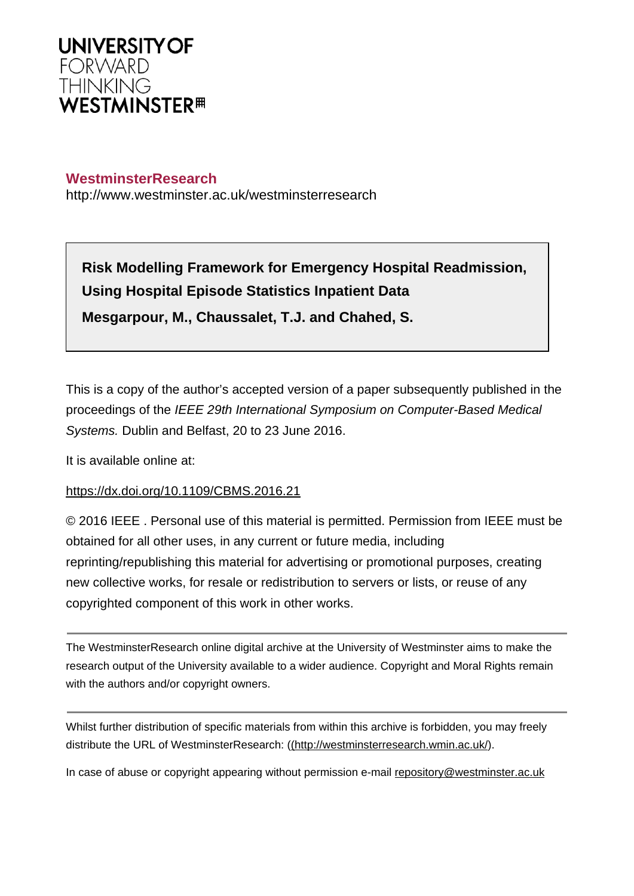**UNIVERSITY OF**
FORWARD
THINKING
**WESTMINSTER**

**WestminsterResearch**
http://www.westminster.ac.uk/westminsterresearch

**Risk Modelling Framework for Emergency Hospital Readmission, Using Hospital Episode Statistics Inpatient Data**

**Mesgarpour, M., Chaussalet, T.J. and Chahed, S.**

This is a copy of the author's accepted version of a paper subsequently published in the proceedings of the *IEEE 29th International Symposium on Computer-Based Medical Systems.* Dublin and Belfast, 20 to 23 June 2016.

It is available online at:

https://dx.doi.org/10.1109/CBMS.2016.21

© 2016 IEEE . Personal use of this material is permitted. Permission from IEEE must be obtained for all other uses, in any current or future media, including reprinting/republishing this material for advertising or promotional purposes, creating new collective works, for resale or redistribution to servers or lists, or reuse of any copyrighted component of this work in other works.

---

The WestminsterResearch online digital archive at the University of Westminster aims to make the research output of the University available to a wider audience. Copyright and Moral Rights remain with the authors and/or copyright owners.

---

Whilst further distribution of specific materials from within this archive is forbidden, you may freely distribute the URL of WestminsterResearch: ((http://westminsterresearch.wmin.ac.uk/).

In case of abuse or copyright appearing without permission e-mail repository@westminster.ac.uk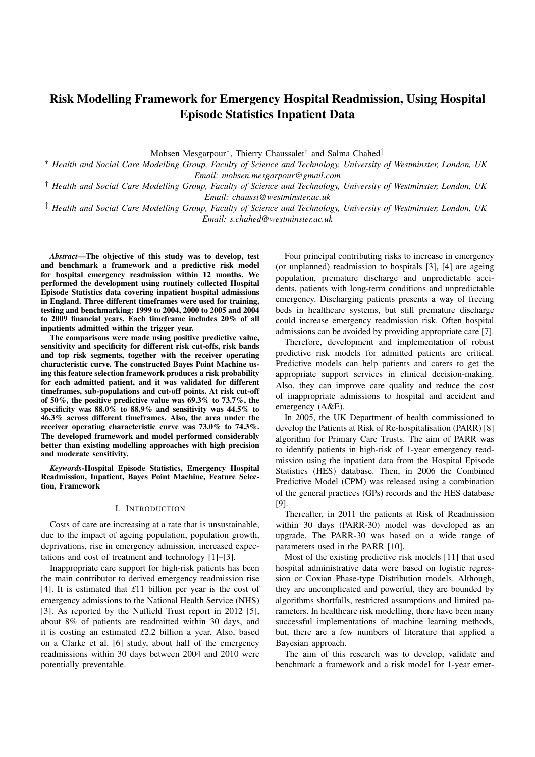# Risk Modelling Framework for Emergency Hospital Readmission, Using Hospital Episode Statistics Inpatient Data

Mohsen Mesgarpour[*], Thierry Chaussalet[†] and Salma Chahed[‡]

[*] *Health and Social Care Modelling Group, Faculty of Science and Technology, University of Westminster, London, UK*
*Email: mohsen.mesgarpour@gmail.com*

[†] *Health and Social Care Modelling Group, Faculty of Science and Technology, University of Westminster, London, UK*
*Email: chausst@westminster.ac.uk*

[‡] *Health and Social Care Modelling Group, Faculty of Science and Technology, University of Westminster, London, UK*
*Email: s.chahed@westminster.ac.uk*

***Abstract*—The objective of this study was to develop, test and benchmark a framework and a predictive risk model for hospital emergency readmission within 12 months. We performed the development using routinely collected Hospital Episode Statistics data covering inpatient hospital admissions in England. Three different timeframes were used for training, testing and benchmarking: 1999 to 2004, 2000 to 2005 and 2004 to 2009 financial years. Each timeframe includes 20% of all inpatients admitted within the trigger year.**

**The comparisons were made using positive predictive value, sensitivity and specificity for different risk cut-offs, risk bands and top risk segments, together with the receiver operating characteristic curve. The constructed Bayes Point Machine using this feature selection framework produces a risk probability for each admitted patient, and it was validated for different timeframes, sub-populations and cut-off points. At risk cut-off of 50%, the positive predictive value was 69.3% to 73.7%, the specificity was 88.0% to 88.9% and sensitivity was 44.5% to 46.3% across different timeframes. Also, the area under the receiver operating characteristic curve was 73.0% to 74.3%. The developed framework and model performed considerably better than existing modelling approaches with high precision and moderate sensitivity.**

***Keywords*-Hospital Episode Statistics, Emergency Hospital Readmission, Inpatient, Bayes Point Machine, Feature Selection, Framework**

## I. Introduction

Costs of care are increasing at a rate that is unsustainable, due to the impact of ageing population, population growth, deprivations, rise in emergency admission, increased expectations and cost of treatment and technology [1]–[3].

Inappropriate care support for high-risk patients has been the main contributor to derived emergency readmission rise [4]. It is estimated that £11 billion per year is the cost of emergency admissions to the National Health Service (NHS) [3]. As reported by the Nuffield Trust report in 2012 [5], about 8% of patients are readmitted within 30 days, and it is costing an estimated £2.2 billion a year. Also, based on a Clarke et al. [6] study, about half of the emergency readmissions within 30 days between 2004 and 2010 were potentially preventable.

Four principal contributing risks to increase in emergency (or unplanned) readmission to hospitals [3], [4] are ageing population, premature discharge and unpredictable accidents, patients with long-term conditions and unpredictable emergency. Discharging patients presents a way of freeing beds in healthcare systems, but still premature discharge could increase emergency readmission risk. Often hospital admissions can be avoided by providing appropriate care [7].

Therefore, development and implementation of robust predictive risk models for admitted patients are critical. Predictive models can help patients and carers to get the appropriate support services in clinical decision-making. Also, they can improve care quality and reduce the cost of inappropriate admissions to hospital and accident and emergency (A&E).

In 2005, the UK Department of health commissioned to develop the Patients at Risk of Re-hospitalisation (PARR) [8] algorithm for Primary Care Trusts. The aim of PARR was to identify patients in high-risk of 1-year emergency readmission using the inpatient data from the Hospital Episode Statistics (HES) database. Then, in 2006 the Combined Predictive Model (CPM) was released using a combination of the general practices (GPs) records and the HES database [9].

Thereafter, in 2011 the patients at Risk of Readmission within 30 days (PARR-30) model was developed as an upgrade. The PARR-30 was based on a wide range of parameters used in the PARR [10].

Most of the existing predictive risk models [11] that used hospital administrative data were based on logistic regression or Coxian Phase-type Distribution models. Although, they are uncomplicated and powerful, they are bounded by algorithms shortfalls, restricted assumptions and limited parameters. In healthcare risk modelling, there have been many successful implementations of machine learning methods, but, there are a few numbers of literature that applied a Bayesian approach.

The aim of this research was to develop, validate and benchmark a framework and a risk model for 1-year emer-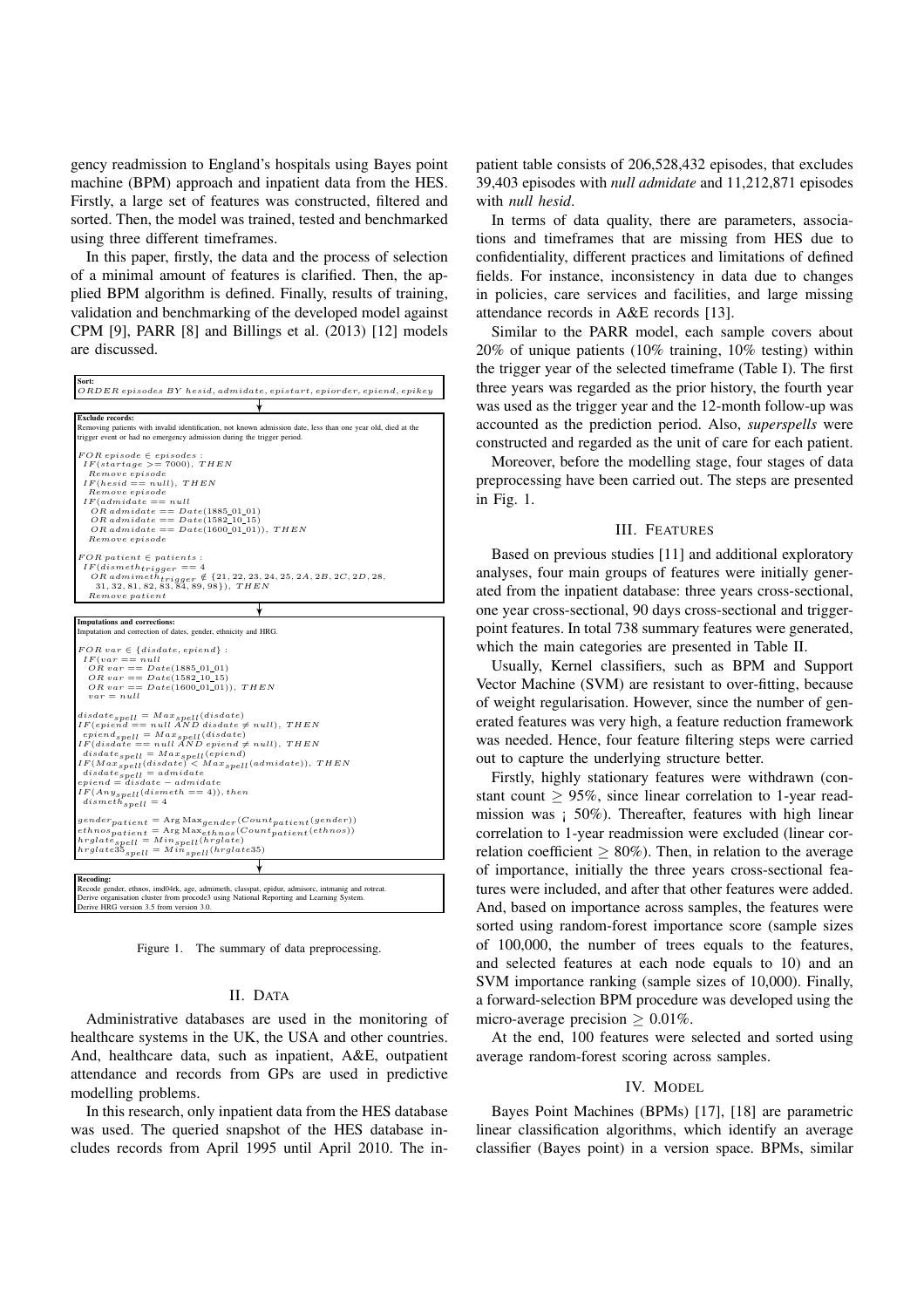gency readmission to England's hospitals using Bayes point machine (BPM) approach and inpatient data from the HES. Firstly, a large set of features was constructed, filtered and sorted. Then, the model was trained, tested and benchmarked using three different timeframes.

In this paper, firstly, the data and the process of selection of a minimal amount of features is clarified. Then, the applied BPM algorithm is defined. Finally, results of training, validation and benchmarking of the developed model against CPM [9], PARR [8] and Billings et al. (2013) [12] models are discussed.

**Sort:**
$ORDER\ episodes\ BY\ hesid, admidate, epistart, epiorder, epiend, epikey$

**Exclude records:**
Removing patients with invalid identification, not known admission date, less than one year old, died at the trigger event or had no emergency admission during the trigger period.

```
FOR episode ∈ episodes :
  IF(startage >= 7000), THEN
    Remove episode
  IF(hesid == null), THEN
    Remove episode
  IF(admidate == null
    OR admidate == Date(1885_01_01)
    OR admidate == Date(1582_10_15)
    OR admidate == Date(1600_01_01)), THEN
    Remove episode

FOR patient ∈ patients :
  IF(dismeth_trigger == 4
    OR admimeth_trigger ∉ {21, 22, 23, 24, 25, 2A, 2B, 2C, 2D, 28,
    31, 32, 81, 82, 83, 84, 89, 98}), THEN
    Remove patient
```

**Imputations and corrections:**
Imputation and correction of dates, gender, ethnicity and HRG.

```
FOR var ∈ {disdate, epiend} :
  IF(var == null
    OR var == Date(1885_01_01)
    OR var == Date(1582_10_15)
    OR var == Date(1600_01_01)), THEN
    var = null

disdate_spell = Max_spell(disdate)
IF(epiend == null AND disdate ≠ null), THEN
  epiend_spell = Max_spell(disdate)
IF(disdate == null AND epiend ≠ null), THEN
  disdate_spell = Max_spell(epiend)
IF(Max_spell(disdate) < Max_spell(admidate)), THEN
  disdate_spell = admidate
epiend = disdate − admidate
IF(Any_spell(dismeth == 4)), then
  dismeth_spell = 4

gender_patient = Arg Max_gender(Count_patient(gender))
ethnos_patient = Arg Max_ethnos(Count_patient(ethnos))
hrglate_spell = Min_spell(hrglate)
hrglate35_spell = Min_spell(hrglate35)
```

**Recoding:**
Recode gender, ethnos, imd04rk, age, admimeth, classpat, epidur, admisorc, intmanig and rotreat.
Derive organisation cluster from procode3 using National Reporting and Learning System.
Derive HRG version 3.5 from version 3.0.

Figure 1. The summary of data preprocessing.

## II. Data

Administrative databases are used in the monitoring of healthcare systems in the UK, the USA and other countries. And, healthcare data, such as inpatient, A&E, outpatient attendance and records from GPs are used in predictive modelling problems.

In this research, only inpatient data from the HES database was used. The queried snapshot of the HES database includes records from April 1995 until April 2010. The inpatient table consists of 206,528,432 episodes, that excludes 39,403 episodes with *null admidate* and 11,212,871 episodes with *null hesid*.

In terms of data quality, there are parameters, associations and timeframes that are missing from HES due to confidentiality, different practices and limitations of defined fields. For instance, inconsistency in data due to changes in policies, care services and facilities, and large missing attendance records in A&E records [13].

Similar to the PARR model, each sample covers about 20% of unique patients (10% training, 10% testing) within the trigger year of the selected timeframe (Table I). The first three years was regarded as the prior history, the fourth year was used as the trigger year and the 12-month follow-up was accounted as the prediction period. Also, *superspells* were constructed and regarded as the unit of care for each patient.

Moreover, before the modelling stage, four stages of data preprocessing have been carried out. The steps are presented in Fig. 1.

## III. Features

Based on previous studies [11] and additional exploratory analyses, four main groups of features were initially generated from the inpatient database: three years cross-sectional, one year cross-sectional, 90 days cross-sectional and trigger-point features. In total 738 summary features were generated, which the main categories are presented in Table II.

Usually, Kernel classifiers, such as BPM and Support Vector Machine (SVM) are resistant to over-fitting, because of weight regularisation. However, since the number of generated features was very high, a feature reduction framework was needed. Hence, four feature filtering steps were carried out to capture the underlying structure better.

Firstly, highly stationary features were withdrawn (constant count $\geq$ 95%, since linear correlation to 1-year readmission was ¡ 50%). Thereafter, features with high linear correlation to 1-year readmission were excluded (linear correlation coefficient $\geq$ 80%). Then, in relation to the average of importance, initially the three years cross-sectional features were included, and after that other features were added. And, based on importance across samples, the features were sorted using random-forest importance score (sample sizes of 100,000, the number of trees equals to the features, and selected features at each node equals to 10) and an SVM importance ranking (sample sizes of 10,000). Finally, a forward-selection BPM procedure was developed using the micro-average precision $\geq$ 0.01%.

At the end, 100 features were selected and sorted using average random-forest scoring across samples.

## IV. Model

Bayes Point Machines (BPMs) [17], [18] are parametric linear classification algorithms, which identify an average classifier (Bayes point) in a version space. BPMs, similar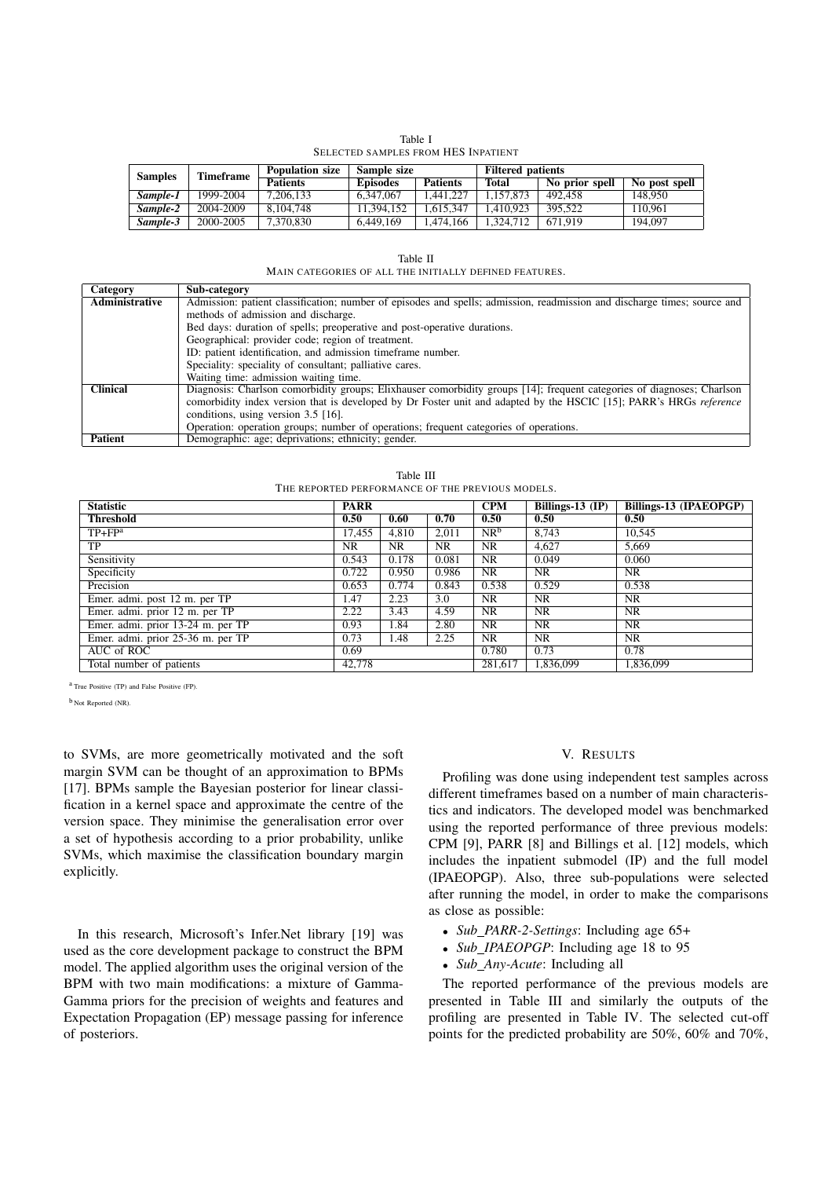Table I
SELECTED SAMPLES FROM HES INPATIENT

| Samples | Timeframe | Population size | Sample size | | Filtered patients | | |
|---|---|---|---|---|---|---|---|
| | | Patients | Episodes | Patients | Total | No prior spell | No post spell |
| ***Sample-1*** | 1999-2004 | 7,206,133 | 6,347,067 | 1,441,227 | 1,157,873 | 492,458 | 148,950 |
| ***Sample-2*** | 2004-2009 | 8,104,748 | 11,394,152 | 1,615,347 | 1,410,923 | 395,522 | 110,961 |
| ***Sample-3*** | 2000-2005 | 7,370,830 | 6,449,169 | 1,474,166 | 1,324,712 | 671,919 | 194,097 |

Table II
MAIN CATEGORIES OF ALL THE INITIALLY DEFINED FEATURES.

| Category | Sub-category |
|---|---|
| **Administrative** | Admission: patient classification; number of episodes and spells; admission, readmission and discharge times; source and methods of admission and discharge. |
| | Bed days: duration of spells; preoperative and post-operative durations. |
| | Geographical: provider code; region of treatment. |
| | ID: patient identification, and admission timeframe number. |
| | Speciality: speciality of consultant; palliative cares. |
| | Waiting time: admission waiting time. |
| **Clinical** | Diagnosis: Charlson comorbidity groups; Elixhauser comorbidity groups [14]; frequent categories of diagnoses; Charlson comorbidity index version that is developed by Dr Foster unit and adapted by the HSCIC [15]; PARR's HRGs *reference* conditions, using version 3.5 [16]. |
| | Operation: operation groups; number of operations; frequent categories of operations. |
| **Patient** | Demographic: age; deprivations; ethnicity; gender. |

Table III
THE REPORTED PERFORMANCE OF THE PREVIOUS MODELS.

| Statistic | PARR | | | CPM | Billings-13 (IP) | Billings-13 (IPAEOPGP) |
|---|---|---|---|---|---|---|
| **Threshold** | **0.50** | **0.60** | **0.70** | **0.50** | **0.50** | **0.50** |
| TP+FP[a] | 17,455 | 4,810 | 2,011 | NR[b] | 8,743 | 10,545 |
| TP | NR | NR | NR | NR | 4,627 | 5,669 |
| Sensitivity | 0.543 | 0.178 | 0.081 | NR | 0.049 | 0.060 |
| Specificity | 0.722 | 0.950 | 0.986 | NR | NR | NR |
| Precision | 0.653 | 0.774 | 0.843 | 0.538 | 0.529 | 0.538 |
| Emer. admi. post 12 m. per TP | 1.47 | 2.23 | 3.0 | NR | NR | NR |
| Emer. admi. prior 12 m. per TP | 2.22 | 3.43 | 4.59 | NR | NR | NR |
| Emer. admi. prior 13-24 m. per TP | 0.93 | 1.84 | 2.80 | NR | NR | NR |
| Emer. admi. prior 25-36 m. per TP | 0.73 | 1.48 | 2.25 | NR | NR | NR |
| AUC of ROC | 0.69 | | | 0.780 | 0.73 | 0.78 |
| Total number of patients | 42,778 | | | 281,617 | 1,836,099 | 1,836,099 |

[a] True Positive (TP) and False Positive (FP).

[b] Not Reported (NR).

to SVMs, are more geometrically motivated and the soft margin SVM can be thought of an approximation to BPMs [17]. BPMs sample the Bayesian posterior for linear classification in a kernel space and approximate the centre of the version space. They minimise the generalisation error over a set of hypothesis according to a prior probability, unlike SVMs, which maximise the classification boundary margin explicitly.

In this research, Microsoft's Infer.Net library [19] was used as the core development package to construct the BPM model. The applied algorithm uses the original version of the BPM with two main modifications: a mixture of Gamma-Gamma priors for the precision of weights and features and Expectation Propagation (EP) message passing for inference of posteriors.

## V. RESULTS

Profiling was done using independent test samples across different timeframes based on a number of main characteristics and indicators. The developed model was benchmarked using the reported performance of three previous models: CPM [9], PARR [8] and Billings et al. [12] models, which includes the inpatient submodel (IP) and the full model (IPAEOPGP). Also, three sub-populations were selected after running the model, in order to make the comparisons as close as possible:

- *Sub_PARR-2-Settings*: Including age 65+
- *Sub_IPAEOPGP*: Including age 18 to 95
- *Sub_Any-Acute*: Including all

The reported performance of the previous models are presented in Table III and similarly the outputs of the profiling are presented in Table IV. The selected cut-off points for the predicted probability are 50%, 60% and 70%,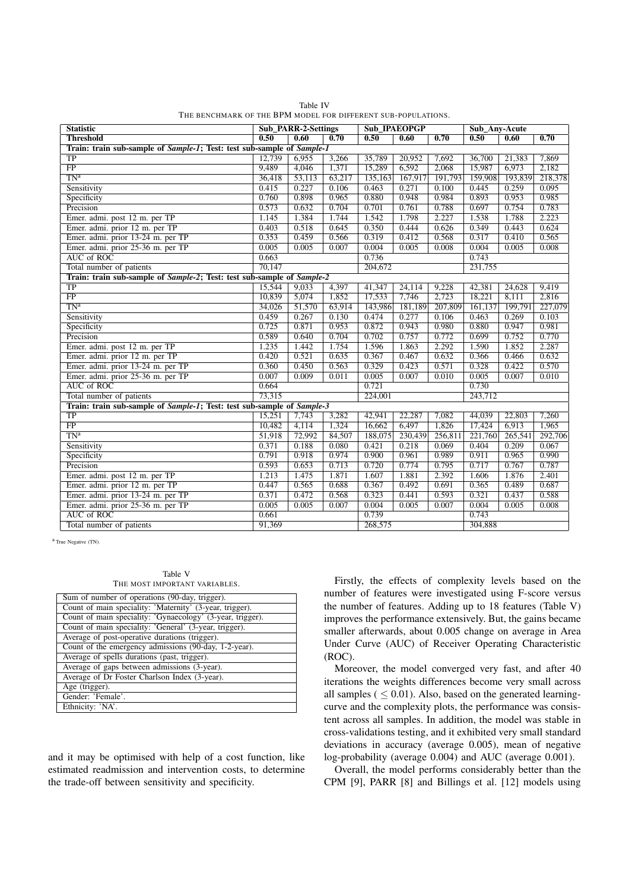Table IV
THE BENCHMARK OF THE BPM MODEL FOR DIFFERENT SUB-POPULATIONS.

| Statistic | Sub_PARR-2-Settings | | | Sub_IPAEOPGP | | | Sub_Any-Acute | | |
|---|---|---|---|---|---|---|---|---|---|
| **Threshold** | **0.50** | **0.60** | **0.70** | **0.50** | **0.60** | **0.70** | **0.50** | **0.60** | **0.70** |
| **Train: train sub-sample of *Sample-1*; Test: test sub-sample of *Sample-1*** | | | | | | | | | |
| TP | 12,739 | 6,955 | 3,266 | 35,789 | 20,952 | 7,692 | 36,700 | 21,383 | 7,869 |
| FP | 9,489 | 4,046 | 1,371 | 15,289 | 6,592 | 2,068 | 15,987 | 6,973 | 2,182 |
| TN[a] | 36,418 | 53,113 | 63,217 | 135,163 | 167,917 | 191,793 | 159,908 | 193,839 | 218,378 |
| Sensitivity | 0.415 | 0.227 | 0.106 | 0.463 | 0.271 | 0.100 | 0.445 | 0.259 | 0.095 |
| Specificity | 0.760 | 0.898 | 0.965 | 0.880 | 0.948 | 0.984 | 0.893 | 0.953 | 0.985 |
| Precision | 0.573 | 0.632 | 0.704 | 0.701 | 0.761 | 0.788 | 0.697 | 0.754 | 0.783 |
| Emer. admi. post 12 m. per TP | 1.145 | 1.384 | 1.744 | 1.542 | 1.798 | 2.227 | 1.538 | 1.788 | 2.223 |
| Emer. admi. prior 12 m. per TP | 0.403 | 0.518 | 0.645 | 0.350 | 0.444 | 0.626 | 0.349 | 0.443 | 0.624 |
| Emer. admi. prior 13-24 m. per TP | 0.353 | 0.459 | 0.566 | 0.319 | 0.412 | 0.568 | 0.317 | 0.410 | 0.565 |
| Emer. admi. prior 25-36 m. per TP | 0.005 | 0.005 | 0.007 | 0.004 | 0.005 | 0.008 | 0.004 | 0.005 | 0.008 |
| AUC of ROC | 0.663 | | | 0.736 | | | 0.743 | | |
| Total number of patients | 70,147 | | | 204,672 | | | 231,755 | | |
| **Train: train sub-sample of *Sample-2*; Test: test sub-sample of *Sample-2*** | | | | | | | | | |
| TP | 15,544 | 9,033 | 4,397 | 41,347 | 24,114 | 9,228 | 42,381 | 24,628 | 9,419 |
| FP | 10,839 | 5,074 | 1,852 | 17,533 | 7,746 | 2,723 | 18,221 | 8,111 | 2,816 |
| TN[a] | 34,026 | 51,570 | 63,914 | 143,986 | 181,189 | 207,809 | 161,137 | 199,791 | 227,079 |
| Sensitivity | 0.459 | 0.267 | 0.130 | 0.474 | 0.277 | 0.106 | 0.463 | 0.269 | 0.103 |
| Specificity | 0.725 | 0.871 | 0.953 | 0.872 | 0.943 | 0.980 | 0.880 | 0.947 | 0.981 |
| Precision | 0.589 | 0.640 | 0.704 | 0.702 | 0.757 | 0.772 | 0.699 | 0.752 | 0.770 |
| Emer. admi. post 12 m. per TP | 1.235 | 1.442 | 1.754 | 1.596 | 1.863 | 2.292 | 1.590 | 1.852 | 2.287 |
| Emer. admi. prior 12 m. per TP | 0.420 | 0.521 | 0.635 | 0.367 | 0.467 | 0.632 | 0.366 | 0.466 | 0.632 |
| Emer. admi. prior 13-24 m. per TP | 0.360 | 0.450 | 0.563 | 0.329 | 0.423 | 0.571 | 0.328 | 0.422 | 0.570 |
| Emer. admi. prior 25-36 m. per TP | 0.007 | 0.009 | 0.011 | 0.005 | 0.007 | 0.010 | 0.005 | 0.007 | 0.010 |
| AUC of ROC | 0.664 | | | 0.721 | | | 0.730 | | |
| Total number of patients | 73,315 | | | 224,001 | | | 243,712 | | |
| **Train: train sub-sample of *Sample-1*; Test: test sub-sample of *Sample-3*** | | | | | | | | | |
| TP | 15,251 | 7,743 | 3,282 | 42,941 | 22,287 | 7,082 | 44,039 | 22,803 | 7,260 |
| FP | 10,482 | 4,114 | 1,324 | 16,662 | 6,497 | 1,826 | 17,424 | 6,913 | 1,965 |
| TN[a] | 51,918 | 72,992 | 84,507 | 188,075 | 230,439 | 256,811 | 221,760 | 265,541 | 292,706 |
| Sensitivity | 0.371 | 0.188 | 0.080 | 0.421 | 0.218 | 0.069 | 0.404 | 0.209 | 0.067 |
| Specificity | 0.791 | 0.918 | 0.974 | 0.900 | 0.961 | 0.989 | 0.911 | 0.965 | 0.990 |
| Precision | 0.593 | 0.653 | 0.713 | 0.720 | 0.774 | 0.795 | 0.717 | 0.767 | 0.787 |
| Emer. admi. post 12 m. per TP | 1.213 | 1.475 | 1.871 | 1.607 | 1.881 | 2.392 | 1.606 | 1.876 | 2.401 |
| Emer. admi. prior 12 m. per TP | 0.447 | 0.565 | 0.688 | 0.367 | 0.492 | 0.691 | 0.365 | 0.489 | 0.687 |
| Emer. admi. prior 13-24 m. per TP | 0.371 | 0.472 | 0.568 | 0.323 | 0.441 | 0.593 | 0.321 | 0.437 | 0.588 |
| Emer. admi. prior 25-36 m. per TP | 0.005 | 0.005 | 0.007 | 0.004 | 0.005 | 0.007 | 0.004 | 0.005 | 0.008 |
| AUC of ROC | 0.661 | | | 0.739 | | | 0.743 | | |
| Total number of patients | 91,369 | | | 268,575 | | | 304,888 | | |

[a] True Negative (TN).

Table V
THE MOST IMPORTANT VARIABLES.

| |
|---|
| Sum of number of operations (90-day, trigger). |
| Count of main speciality: 'Maternity' (3-year, trigger). |
| Count of main speciality: 'Gynaecology' (3-year, trigger). |
| Count of main speciality: 'General' (3-year, trigger). |
| Average of post-operative durations (trigger). |
| Count of the emergency admissions (90-day, 1-2-year). |
| Average of spells durations (past, trigger). |
| Average of gaps between admissions (3-year). |
| Average of Dr Foster Charlson Index (3-year). |
| Age (trigger). |
| Gender: 'Female'. |
| Ethnicity: 'NA'. |

and it may be optimised with help of a cost function, like estimated readmission and intervention costs, to determine the trade-off between sensitivity and specificity.

Firstly, the effects of complexity levels based on the number of features were investigated using F-score versus the number of features. Adding up to 18 features (Table V) improves the performance extensively. But, the gains became smaller afterwards, about 0.005 change on average in Area Under Curve (AUC) of Receiver Operating Characteristic (ROC).

Moreover, the model converged very fast, and after 40 iterations the weights differences become very small across all samples ( $\leq 0.01$). Also, based on the generated learning-curve and the complexity plots, the performance was consistent across all samples. In addition, the model was stable in cross-validations testing, and it exhibited very small standard deviations in accuracy (average 0.005), mean of negative log-probability (average 0.004) and AUC (average 0.001).

Overall, the model performs considerably better than the CPM [9], PARR [8] and Billings et al. [12] models using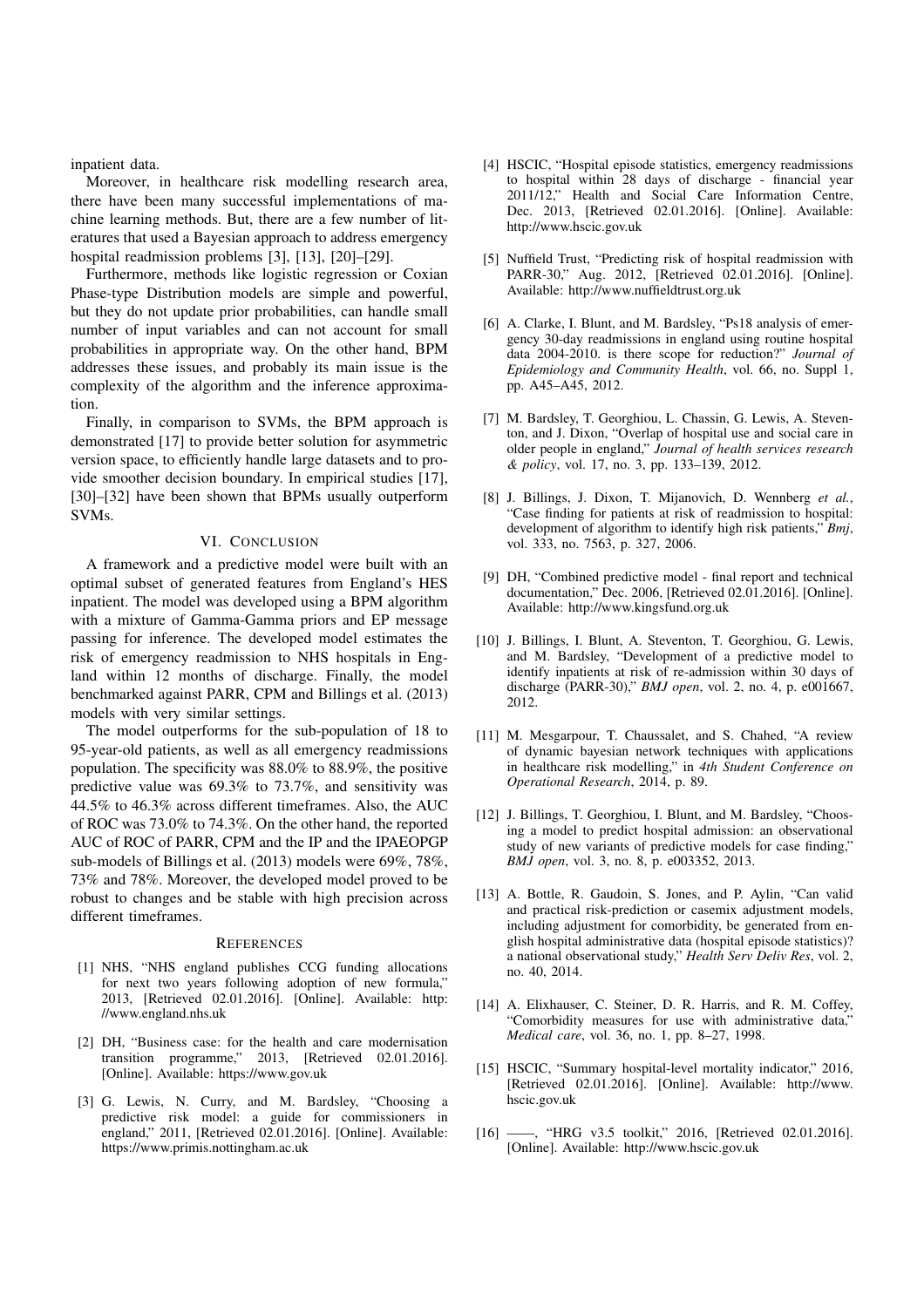inpatient data.

Moreover, in healthcare risk modelling research area, there have been many successful implementations of machine learning methods. But, there are a few number of literatures that used a Bayesian approach to address emergency hospital readmission problems [3], [13], [20]–[29].

Furthermore, methods like logistic regression or Coxian Phase-type Distribution models are simple and powerful, but they do not update prior probabilities, can handle small number of input variables and can not account for small probabilities in appropriate way. On the other hand, BPM addresses these issues, and probably its main issue is the complexity of the algorithm and the inference approximation.

Finally, in comparison to SVMs, the BPM approach is demonstrated [17] to provide better solution for asymmetric version space, to efficiently handle large datasets and to provide smoother decision boundary. In empirical studies [17], [30]–[32] have been shown that BPMs usually outperform SVMs.

## VI. Conclusion

A framework and a predictive model were built with an optimal subset of generated features from England's HES inpatient. The model was developed using a BPM algorithm with a mixture of Gamma-Gamma priors and EP message passing for inference. The developed model estimates the risk of emergency readmission to NHS hospitals in England within 12 months of discharge. Finally, the model benchmarked against PARR, CPM and Billings et al. (2013) models with very similar settings.

The model outperforms for the sub-population of 18 to 95-year-old patients, as well as all emergency readmissions population. The specificity was 88.0% to 88.9%, the positive predictive value was 69.3% to 73.7%, and sensitivity was 44.5% to 46.3% across different timeframes. Also, the AUC of ROC was 73.0% to 74.3%. On the other hand, the reported AUC of ROC of PARR, CPM and the IP and the IPAEOPGP sub-models of Billings et al. (2013) models were 69%, 78%, 73% and 78%. Moreover, the developed model proved to be robust to changes and be stable with high precision across different timeframes.

## References

[1] NHS, "NHS england publishes CCG funding allocations for next two years following adoption of new formula," 2013, [Retrieved 02.01.2016]. [Online]. Available: http://www.england.nhs.uk

[2] DH, "Business case: for the health and care modernisation transition programme," 2013, [Retrieved 02.01.2016]. [Online]. Available: https://www.gov.uk

[3] G. Lewis, N. Curry, and M. Bardsley, "Choosing a predictive risk model: a guide for commissioners in england," 2011, [Retrieved 02.01.2016]. [Online]. Available: https://www.primis.nottingham.ac.uk

[4] HSCIC, "Hospital episode statistics, emergency readmissions to hospital within 28 days of discharge - financial year 2011/12," Health and Social Care Information Centre, Dec. 2013, [Retrieved 02.01.2016]. [Online]. Available: http://www.hscic.gov.uk

[5] Nuffield Trust, "Predicting risk of hospital readmission with PARR-30," Aug. 2012, [Retrieved 02.01.2016]. [Online]. Available: http://www.nuffieldtrust.org.uk

[6] A. Clarke, I. Blunt, and M. Bardsley, "Ps18 analysis of emergency 30-day readmissions in england using routine hospital data 2004-2010. is there scope for reduction?" *Journal of Epidemiology and Community Health*, vol. 66, no. Suppl 1, pp. A45–A45, 2012.

[7] M. Bardsley, T. Georghiou, L. Chassin, G. Lewis, A. Steventon, and J. Dixon, "Overlap of hospital use and social care in older people in england," *Journal of health services research & policy*, vol. 17, no. 3, pp. 133–139, 2012.

[8] J. Billings, J. Dixon, T. Mijanovich, D. Wennberg *et al.*, "Case finding for patients at risk of readmission to hospital: development of algorithm to identify high risk patients," *Bmj*, vol. 333, no. 7563, p. 327, 2006.

[9] DH, "Combined predictive model - final report and technical documentation," Dec. 2006, [Retrieved 02.01.2016]. [Online]. Available: http://www.kingsfund.org.uk

[10] J. Billings, I. Blunt, A. Steventon, T. Georghiou, G. Lewis, and M. Bardsley, "Development of a predictive model to identify inpatients at risk of re-admission within 30 days of discharge (PARR-30)," *BMJ open*, vol. 2, no. 4, p. e001667, 2012.

[11] M. Mesgarpour, T. Chaussalet, and S. Chahed, "A review of dynamic bayesian network techniques with applications in healthcare risk modelling," in *4th Student Conference on Operational Research*, 2014, p. 89.

[12] J. Billings, T. Georghiou, I. Blunt, and M. Bardsley, "Choosing a model to predict hospital admission: an observational study of new variants of predictive models for case finding," *BMJ open*, vol. 3, no. 8, p. e003352, 2013.

[13] A. Bottle, R. Gaudoin, S. Jones, and P. Aylin, "Can valid and practical risk-prediction or casemix adjustment models, including adjustment for comorbidity, be generated from english hospital administrative data (hospital episode statistics)? a national observational study," *Health Serv Deliv Res*, vol. 2, no. 40, 2014.

[14] A. Elixhauser, C. Steiner, D. R. Harris, and R. M. Coffey, "Comorbidity measures for use with administrative data," *Medical care*, vol. 36, no. 1, pp. 8–27, 1998.

[15] HSCIC, "Summary hospital-level mortality indicator," 2016, [Retrieved 02.01.2016]. [Online]. Available: http://www.hscic.gov.uk

[16] ——, "HRG v3.5 toolkit," 2016, [Retrieved 02.01.2016]. [Online]. Available: http://www.hscic.gov.uk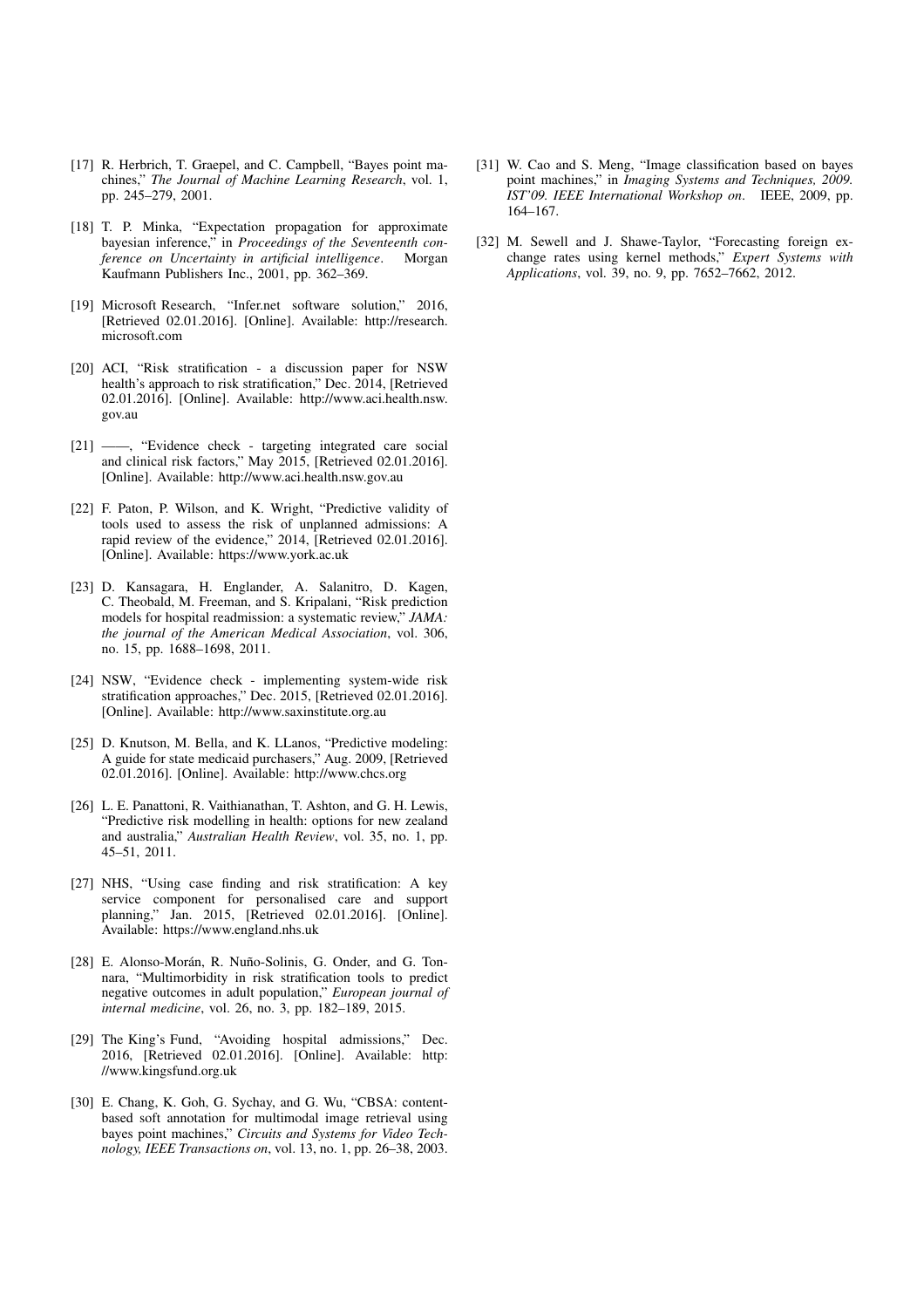[17] R. Herbrich, T. Graepel, and C. Campbell, "Bayes point machines," *The Journal of Machine Learning Research*, vol. 1, pp. 245–279, 2001.

[18] T. P. Minka, "Expectation propagation for approximate bayesian inference," in *Proceedings of the Seventeenth conference on Uncertainty in artificial intelligence*. Morgan Kaufmann Publishers Inc., 2001, pp. 362–369.

[19] Microsoft Research, "Infer.net software solution," 2016, [Retrieved 02.01.2016]. [Online]. Available: http://research.microsoft.com

[20] ACI, "Risk stratification - a discussion paper for NSW health's approach to risk stratification," Dec. 2014, [Retrieved 02.01.2016]. [Online]. Available: http://www.aci.health.nsw.gov.au

[21] ——, "Evidence check - targeting integrated care social and clinical risk factors," May 2015, [Retrieved 02.01.2016]. [Online]. Available: http://www.aci.health.nsw.gov.au

[22] F. Paton, P. Wilson, and K. Wright, "Predictive validity of tools used to assess the risk of unplanned admissions: A rapid review of the evidence," 2014, [Retrieved 02.01.2016]. [Online]. Available: https://www.york.ac.uk

[23] D. Kansagara, H. Englander, A. Salanitro, D. Kagen, C. Theobald, M. Freeman, and S. Kripalani, "Risk prediction models for hospital readmission: a systematic review," *JAMA: the journal of the American Medical Association*, vol. 306, no. 15, pp. 1688–1698, 2011.

[24] NSW, "Evidence check - implementing system-wide risk stratification approaches," Dec. 2015, [Retrieved 02.01.2016]. [Online]. Available: http://www.saxinstitute.org.au

[25] D. Knutson, M. Bella, and K. LLanos, "Predictive modeling: A guide for state medicaid purchasers," Aug. 2009, [Retrieved 02.01.2016]. [Online]. Available: http://www.chcs.org

[26] L. E. Panattoni, R. Vaithianathan, T. Ashton, and G. H. Lewis, "Predictive risk modelling in health: options for new zealand and australia," *Australian Health Review*, vol. 35, no. 1, pp. 45–51, 2011.

[27] NHS, "Using case finding and risk stratification: A key service component for personalised care and support planning," Jan. 2015, [Retrieved 02.01.2016]. [Online]. Available: https://www.england.nhs.uk

[28] E. Alonso-Morán, R. Nuño-Solinis, G. Onder, and G. Tonnara, "Multimorbidity in risk stratification tools to predict negative outcomes in adult population," *European journal of internal medicine*, vol. 26, no. 3, pp. 182–189, 2015.

[29] The King's Fund, "Avoiding hospital admissions," Dec. 2016, [Retrieved 02.01.2016]. [Online]. Available: http://www.kingsfund.org.uk

[30] E. Chang, K. Goh, G. Sychay, and G. Wu, "CBSA: content-based soft annotation for multimodal image retrieval using bayes point machines," *Circuits and Systems for Video Technology, IEEE Transactions on*, vol. 13, no. 1, pp. 26–38, 2003.

[31] W. Cao and S. Meng, "Image classification based on bayes point machines," in *Imaging Systems and Techniques, 2009. IST'09. IEEE International Workshop on*. IEEE, 2009, pp. 164–167.

[32] M. Sewell and J. Shawe-Taylor, "Forecasting foreign exchange rates using kernel methods," *Expert Systems with Applications*, vol. 39, no. 9, pp. 7652–7662, 2012.